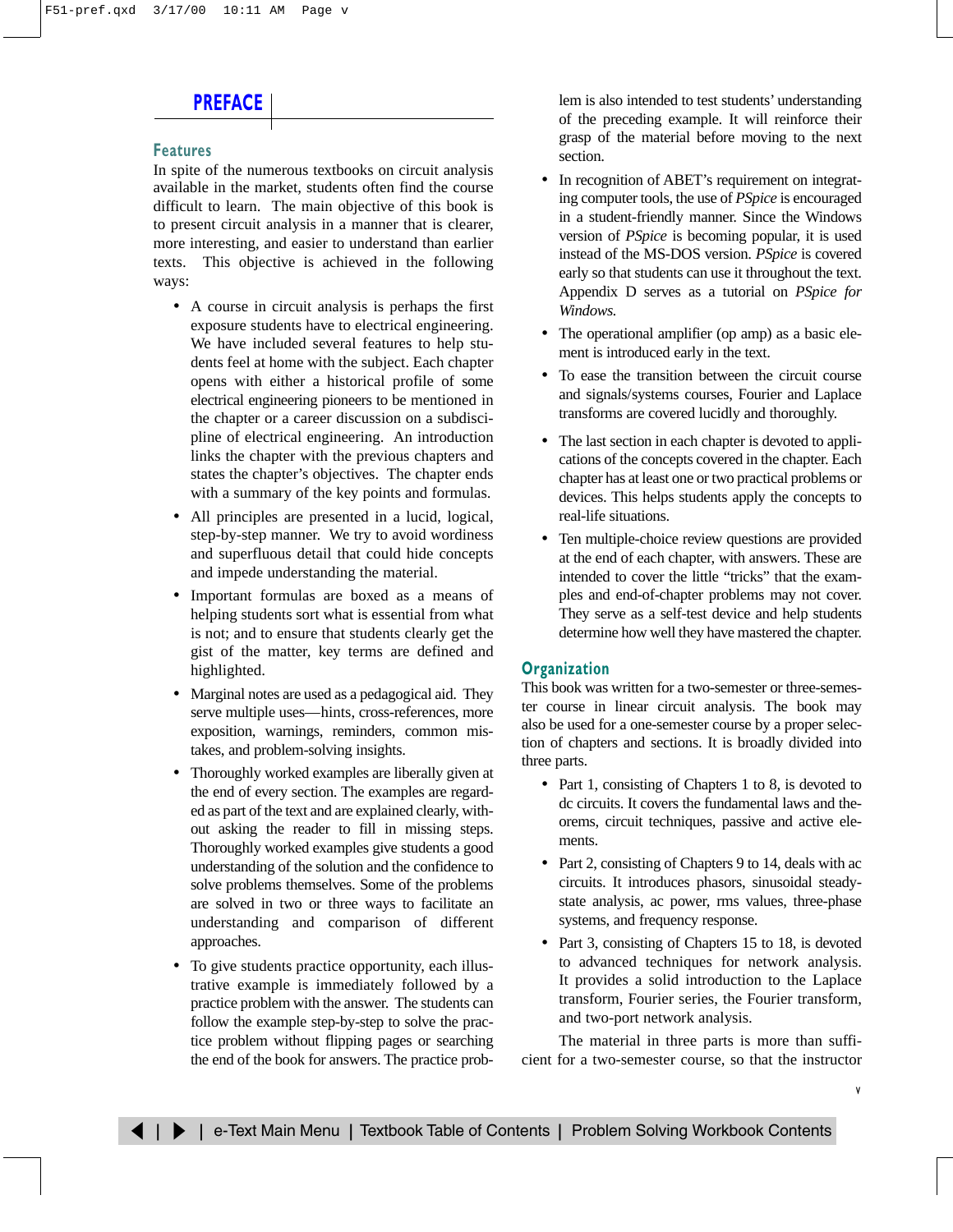# PREFACE

## Features

In spite of the numerous textbooks on circuit analysis available in the market, students often find the course difficult to learn. The main objective of this book is to present circuit analysis in a manner that is clearer, more interesting, and easier to understand than earlier texts. This objective is achieved in the following ways:

- A course in circuit analysis is perhaps the first exposure students have to electrical engineering. We have included several features to help students feel at home with the subject. Each chapter opens with either a historical profile of some electrical engineering pioneers to be mentioned in the chapter or a career discussion on a subdiscipline of electrical engineering. An introduction links the chapter with the previous chapters and states the chapter's objectives. The chapter ends with a summary of the key points and formulas.
- All principles are presented in a lucid, logical, step-by-step manner. We try to avoid wordiness and superfluous detail that could hide concepts and impede understanding the material.
- Important formulas are boxed as a means of helping students sort what is essential from what is not; and to ensure that students clearly get the gist of the matter, key terms are defined and highlighted.
- Marginal notes are used as a pedagogical aid. They serve multiple uses—hints, cross-references, more exposition, warnings, reminders, common mistakes, and problem-solving insights.
- Thoroughly worked examples are liberally given at the end of every section. The examples are regarded as part of the text and are explained clearly, without asking the reader to fill in missing steps. Thoroughly worked examples give students a good understanding of the solution and the confidence to solve problems themselves. Some of the problems are solved in two or three ways to facilitate an understanding and comparison of different approaches.
- To give students practice opportunity, each illustrative example is immediately followed by a practice problem with the answer. The students can follow the example step-by-step to solve the practice problem without flipping pages or searching the end of the book for answers. The practice problem is also intended to test students' understanding of the preceding example. It will reinforce their grasp of the material before moving to the next section.
- In recognition of ABET's requirement on integrating computer tools, the use of *PSpice* is encouraged in a student-friendly manner. Since the Windows version of *PSpice* is becoming popular, it is used instead of the MS-DOS version. *PSpice* is covered early so that students can use it throughout the text. Appendix D serves as a tutorial on *PSpice for Windows.*
- The operational amplifier (op amp) as a basic element is introduced early in the text.
- To ease the transition between the circuit course and signals/systems courses, Fourier and Laplace transforms are covered lucidly and thoroughly.
- The last section in each chapter is devoted to applications of the concepts covered in the chapter. Each chapter has at least one or two practical problems or devices. This helps students apply the concepts to real-life situations.
- Ten multiple-choice review questions are provided at the end of each chapter, with answers. These are intended to cover the little "tricks" that the examples and end-of-chapter problems may not cover. They serve as a self-test device and help students determine how well they have mastered the chapter.

## Organization

This book was written for a two-semester or three-semester course in linear circuit analysis. The book may also be used for a one-semester course by a proper selection of chapters and sections. It is broadly divided into three parts.

- Part 1, consisting of Chapters 1 to 8, is devoted to dc circuits. It covers the fundamental laws and theorems, circuit techniques, passive and active elements.
- Part 2, consisting of Chapters 9 to 14, deals with ac circuits. It introduces phasors, sinusoidal steady-state analysis, ac power, rms values, three-phase systems, and frequency response.
- Part 3, consisting of Chapters 15 to 18, is devoted to advanced techniques for network analysis. It provides a solid introduction to the Laplace transform, Fourier series, the Fourier transform, and two-port network analysis.

The material in three parts is more than sufficient for a two-semester course, so that the instructor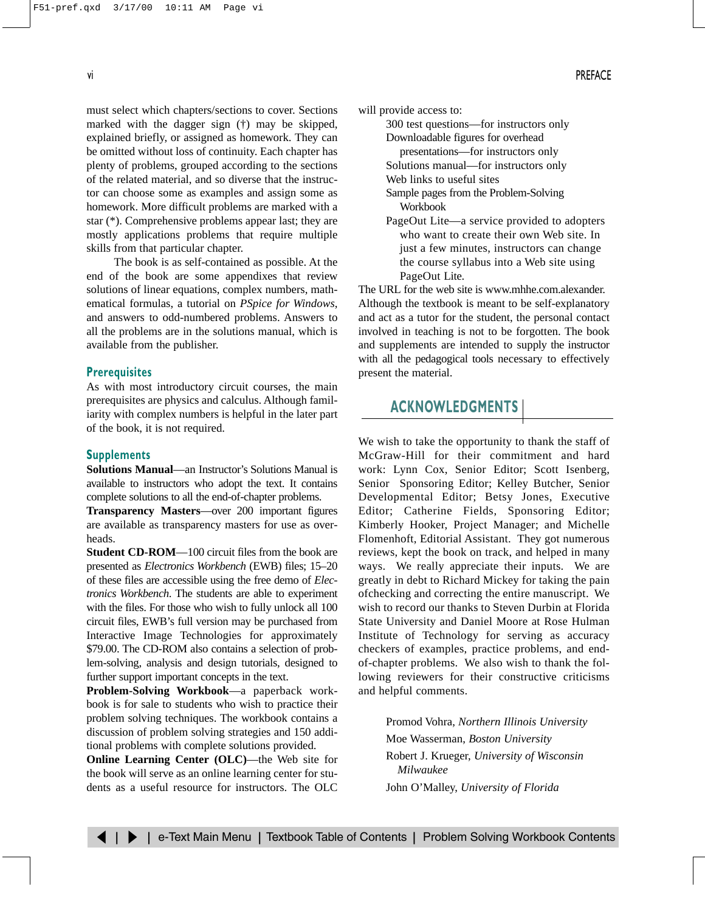must select which chapters/sections to cover. Sections marked with the dagger sign (†) may be skipped, explained briefly, or assigned as homework. They can be omitted without loss of continuity. Each chapter has plenty of problems, grouped according to the sections of the related material, and so diverse that the instructor can choose some as examples and assign some as homework. More difficult problems are marked with a star (*). Comprehensive problems appear last; they are mostly applications problems that require multiple skills from that particular chapter.

The book is as self-contained as possible. At the end of the book are some appendixes that review solutions of linear equations, complex numbers, mathematical formulas, a tutorial on *PSpice for Windows*, and answers to odd-numbered problems. Answers to all the problems are in the solutions manual, which is available from the publisher.

### Prerequisites

As with most introductory circuit courses, the main prerequisites are physics and calculus. Although familiarity with complex numbers is helpful in the later part of the book, it is not required.

### Supplements

**Solutions Manual**—an Instructor's Solutions Manual is available to instructors who adopt the text. It contains complete solutions to all the end-of-chapter problems.

**Transparency Masters**—over 200 important figures are available as transparency masters for use as overheads.

**Student CD-ROM**—100 circuit files from the book are presented as *Electronics Workbench* (EWB) files; 15–20 of these files are accessible using the free demo of *Electronics Workbench*. The students are able to experiment with the files. For those who wish to fully unlock all 100 circuit files, EWB's full version may be purchased from Interactive Image Technologies for approximately $79.00. The CD-ROM also contains a selection of problem-solving, analysis and design tutorials, designed to further support important concepts in the text.

**Problem-Solving Workbook**—a paperback workbook is for sale to students who wish to practice their problem solving techniques. The workbook contains a discussion of problem solving strategies and 150 additional problems with complete solutions provided.

**Online Learning Center (OLC)**—the Web site for the book will serve as an online learning center for students as a useful resource for instructors. The OLC will provide access to:

- 300 test questions—for instructors only
- Downloadable figures for overhead presentations—for instructors only
- Solutions manual—for instructors only
- Web links to useful sites
- Sample pages from the Problem-Solving Workbook
- PageOut Lite—a service provided to adopters who want to create their own Web site. In just a few minutes, instructors can change the course syllabus into a Web site using PageOut Lite.

The URL for the web site is www.mhhe.com.alexander. Although the textbook is meant to be self-explanatory and act as a tutor for the student, the personal contact involved in teaching is not to be forgotten. The book and supplements are intended to supply the instructor with all the pedagogical tools necessary to effectively present the material.

## ACKNOWLEDGMENTS

We wish to take the opportunity to thank the staff of McGraw-Hill for their commitment and hard work: Lynn Cox, Senior Editor; Scott Isenberg, Senior Sponsoring Editor; Kelley Butcher, Senior Developmental Editor; Betsy Jones, Executive Editor; Catherine Fields, Sponsoring Editor; Kimberly Hooker, Project Manager; and Michelle Flomenhoft, Editorial Assistant. They got numerous reviews, kept the book on track, and helped in many ways. We really appreciate their inputs. We are greatly in debt to Richard Mickey for taking the pain ofchecking and correcting the entire manuscript. We wish to record our thanks to Steven Durbin at Florida State University and Daniel Moore at Rose Hulman Institute of Technology for serving as accuracy checkers of examples, practice problems, and end-of-chapter problems. We also wish to thank the following reviewers for their constructive criticisms and helpful comments.

Promod Vohra, *Northern Illinois University*

Moe Wasserman, *Boston University*

Robert J. Krueger, *University of Wisconsin Milwaukee*

John O'Malley, *University of Florida*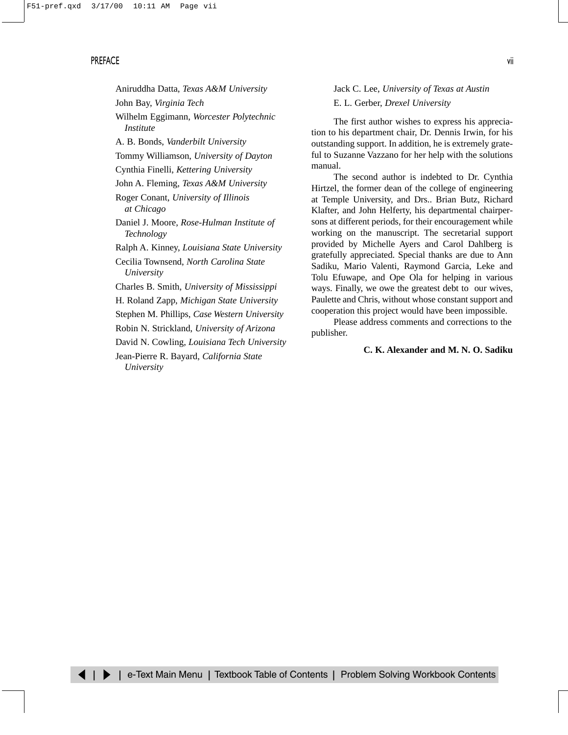Aniruddha Datta, *Texas A&M University*

John Bay, *Virginia Tech*

Wilhelm Eggimann, *Worcester Polytechnic Institute*

A. B. Bonds, *Vanderbilt University*

Tommy Williamson, *University of Dayton*

Cynthia Finelli, *Kettering University*

John A. Fleming, *Texas A&M University*

Roger Conant, *University of Illinois at Chicago*

Daniel J. Moore, *Rose-Hulman Institute of Technology*

Ralph A. Kinney, *Louisiana State University*

Cecilia Townsend, *North Carolina State University*

Charles B. Smith, *University of Mississippi*

H. Roland Zapp, *Michigan State University*

Stephen M. Phillips, *Case Western University*

Robin N. Strickland, *University of Arizona*

David N. Cowling, *Louisiana Tech University*

Jean-Pierre R. Bayard, *California State University*

Jack C. Lee, *University of Texas at Austin*

E. L. Gerber, *Drexel University*

The first author wishes to express his appreciation to his department chair, Dr. Dennis Irwin, for his outstanding support. In addition, he is extremely grateful to Suzanne Vazzano for her help with the solutions manual.

The second author is indebted to Dr. Cynthia Hirtzel, the former dean of the college of engineering at Temple University, and Drs.. Brian Butz, Richard Klafter, and John Helferty, his departmental chairpersons at different periods, for their encouragement while working on the manuscript. The secretarial support provided by Michelle Ayers and Carol Dahlberg is gratefully appreciated. Special thanks are due to Ann Sadiku, Mario Valenti, Raymond Garcia, Leke and Tolu Efuwape, and Ope Ola for helping in various ways. Finally, we owe the greatest debt to our wives, Paulette and Chris, without whose constant support and cooperation this project would have been impossible.

Please address comments and corrections to the publisher.

**C. K. Alexander and M. N. O. Sadiku**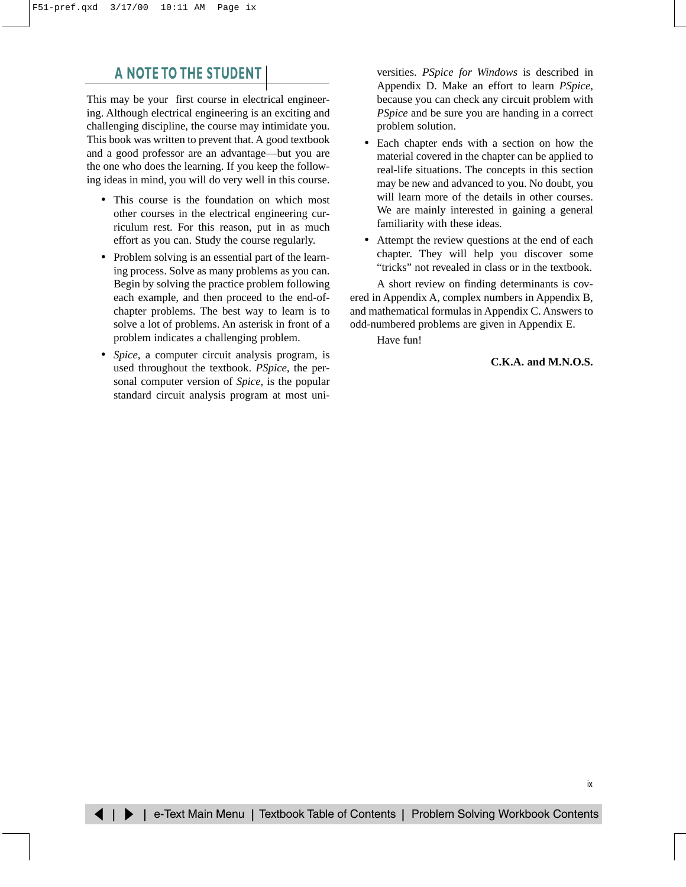## A NOTE TO THE STUDENT

This may be your first course in electrical engineering. Although electrical engineering is an exciting and challenging discipline, the course may intimidate you. This book was written to prevent that. A good textbook and a good professor are an advantage—but you are the one who does the learning. If you keep the following ideas in mind, you will do very well in this course.

- This course is the foundation on which most other courses in the electrical engineering curriculum rest. For this reason, put in as much effort as you can. Study the course regularly.
- Problem solving is an essential part of the learning process. Solve as many problems as you can. Begin by solving the practice problem following each example, and then proceed to the end-of-chapter problems. The best way to learn is to solve a lot of problems. An asterisk in front of a problem indicates a challenging problem.
- *Spice,* a computer circuit analysis program, is used throughout the textbook. *PSpice,* the personal computer version of *Spice,* is the popular standard circuit analysis program at most universities. *PSpice for Windows* is described in Appendix D. Make an effort to learn *PSpice,* because you can check any circuit problem with *PSpice* and be sure you are handing in a correct problem solution.
- Each chapter ends with a section on how the material covered in the chapter can be applied to real-life situations. The concepts in this section may be new and advanced to you. No doubt, you will learn more of the details in other courses. We are mainly interested in gaining a general familiarity with these ideas.
- Attempt the review questions at the end of each chapter. They will help you discover some "tricks" not revealed in class or in the textbook.

A short review on finding determinants is covered in Appendix A, complex numbers in Appendix B, and mathematical formulas in Appendix C. Answers to odd-numbered problems are given in Appendix E.

Have fun!

**C.K.A. and M.N.O.S.**